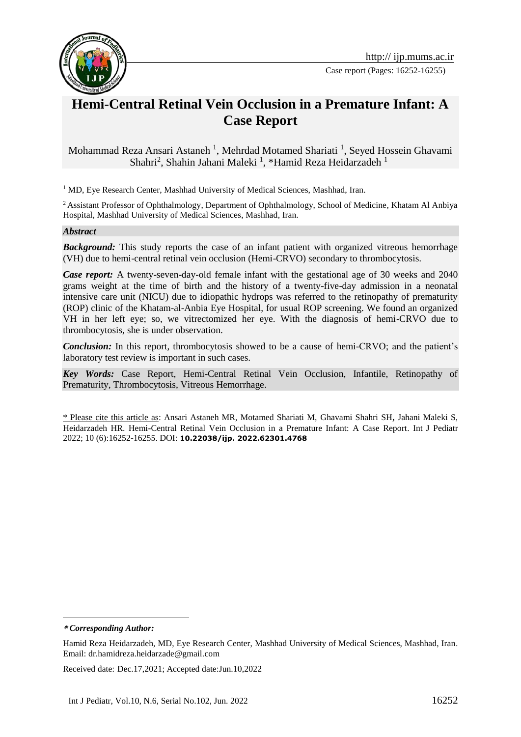# Hemi-Central Retinal Vein Occlusion in a Premature Infant: A Case Report

Mohammad Reza Ansari Astaneh [1], Mehrdad Motamed Shariati [1], Seyed Hossein Ghavami Shahri[2], Shahin Jahani Maleki [1], *Hamid Reza Heidarzadeh [1]

[1] MD, Eye Research Center, Mashhad University of Medical Sciences, Mashhad, Iran.

[2] Assistant Professor of Ophthalmology, Department of Ophthalmology, School of Medicine, Khatam Al Anbiya Hospital, Mashhad University of Medical Sciences, Mashhad, Iran.

***Abstract***

***Background:*** This study reports the case of an infant patient with organized vitreous hemorrhage (VH) due to hemi-central retinal vein occlusion (Hemi-CRVO) secondary to thrombocytosis.

***Case report:*** A twenty-seven-day-old female infant with the gestational age of 30 weeks and 2040 grams weight at the time of birth and the history of a twenty-five-day admission in a neonatal intensive care unit (NICU) due to idiopathic hydrops was referred to the retinopathy of prematurity (ROP) clinic of the Khatam-al-Anbia Eye Hospital, for usual ROP screening. We found an organized VH in her left eye; so, we vitrectomized her eye. With the diagnosis of hemi-CRVO due to thrombocytosis, she is under observation.

***Conclusion:*** In this report, thrombocytosis showed to be a cause of hemi-CRVO; and the patient's laboratory test review is important in such cases.

***Key Words:*** Case Report, Hemi-Central Retinal Vein Occlusion, Infantile, Retinopathy of Prematurity, Thrombocytosis, Vitreous Hemorrhage.

\* Please cite this article as: Ansari Astaneh MR, Motamed Shariati M, Ghavami Shahri SH, Jahani Maleki S, Heidarzadeh HR. Hemi-Central Retinal Vein Occlusion in a Premature Infant: A Case Report. Int J Pediatr 2022; 10 (6):16252-16255. DOI: **10.22038/ijp. 2022.62301.4768**

***\*Corresponding Author:***

Hamid Reza Heidarzadeh, MD, Eye Research Center, Mashhad University of Medical Sciences, Mashhad, Iran. Email: dr.hamidreza.heidarzade@gmail.com

Received date: Dec.17,2021; Accepted date:Jun.10,2022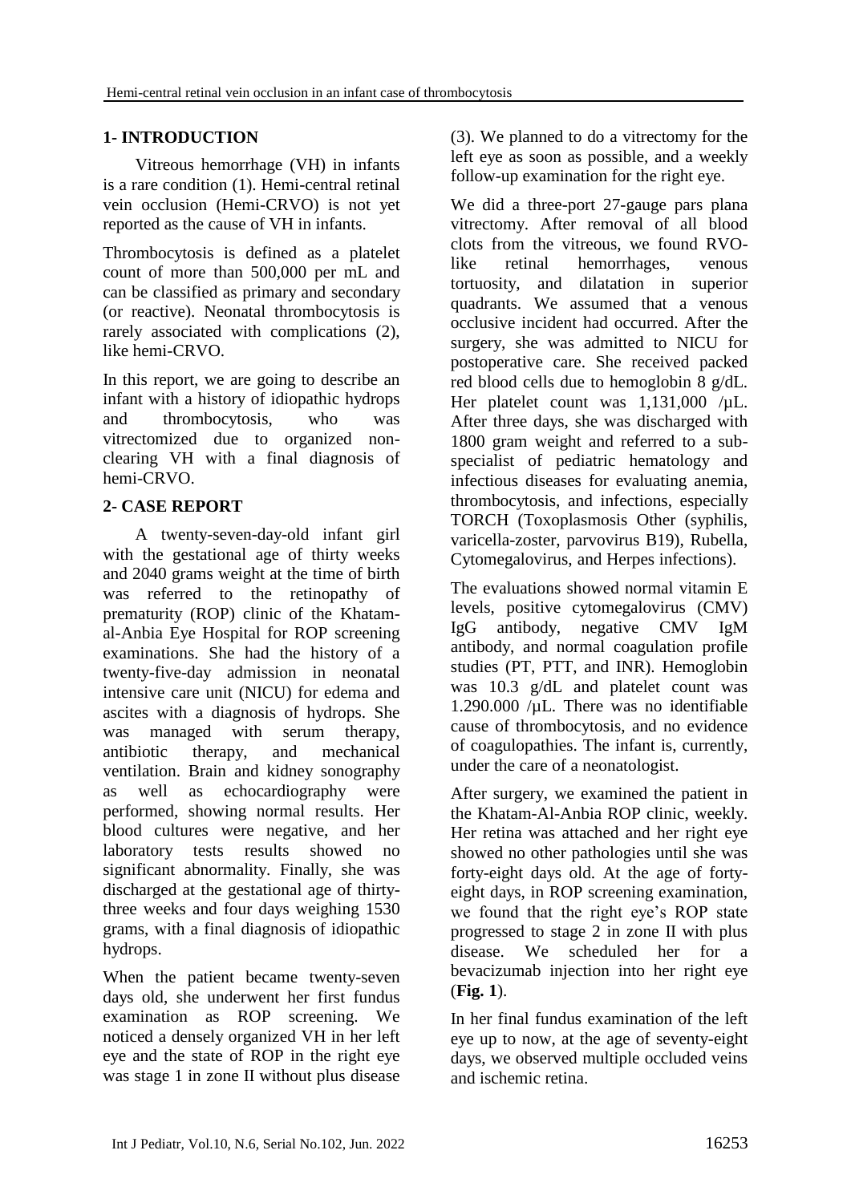## 1- INTRODUCTION

Vitreous hemorrhage (VH) in infants is a rare condition (1). Hemi-central retinal vein occlusion (Hemi-CRVO) is not yet reported as the cause of VH in infants.

Thrombocytosis is defined as a platelet count of more than 500,000 per mL and can be classified as primary and secondary (or reactive). Neonatal thrombocytosis is rarely associated with complications (2), like hemi-CRVO.

In this report, we are going to describe an infant with a history of idiopathic hydrops and thrombocytosis, who was vitrectomized due to organized non-clearing VH with a final diagnosis of hemi-CRVO.

## 2- CASE REPORT

A twenty-seven-day-old infant girl with the gestational age of thirty weeks and 2040 grams weight at the time of birth was referred to the retinopathy of prematurity (ROP) clinic of the Khatam-al-Anbia Eye Hospital for ROP screening examinations. She had the history of a twenty-five-day admission in neonatal intensive care unit (NICU) for edema and ascites with a diagnosis of hydrops. She was managed with serum therapy, antibiotic therapy, and mechanical ventilation. Brain and kidney sonography as well as echocardiography were performed, showing normal results. Her blood cultures were negative, and her laboratory tests results showed no significant abnormality. Finally, she was discharged at the gestational age of thirty-three weeks and four days weighing 1530 grams, with a final diagnosis of idiopathic hydrops.

When the patient became twenty-seven days old, she underwent her first fundus examination as ROP screening. We noticed a densely organized VH in her left eye and the state of ROP in the right eye was stage 1 in zone II without plus disease (3). We planned to do a vitrectomy for the left eye as soon as possible, and a weekly follow-up examination for the right eye.

We did a three-port 27-gauge pars plana vitrectomy. After removal of all blood clots from the vitreous, we found RVO-like retinal hemorrhages, venous tortuosity, and dilatation in superior quadrants. We assumed that a venous occlusive incident had occurred. After the surgery, she was admitted to NICU for postoperative care. She received packed red blood cells due to hemoglobin 8 g/dL. Her platelet count was 1,131,000 /µL. After three days, she was discharged with 1800 gram weight and referred to a sub-specialist of pediatric hematology and infectious diseases for evaluating anemia, thrombocytosis, and infections, especially TORCH (Toxoplasmosis Other (syphilis, varicella-zoster, parvovirus B19), Rubella, Cytomegalovirus, and Herpes infections).

The evaluations showed normal vitamin E levels, positive cytomegalovirus (CMV) IgG antibody, negative CMV IgM antibody, and normal coagulation profile studies (PT, PTT, and INR). Hemoglobin was 10.3 g/dL and platelet count was 1.290.000 /µL. There was no identifiable cause of thrombocytosis, and no evidence of coagulopathies. The infant is, currently, under the care of a neonatologist.

After surgery, we examined the patient in the Khatam-Al-Anbia ROP clinic, weekly. Her retina was attached and her right eye showed no other pathologies until she was forty-eight days old. At the age of forty-eight days, in ROP screening examination, we found that the right eye's ROP state progressed to stage 2 in zone II with plus disease. We scheduled her for a bevacizumab injection into her right eye (**Fig. 1**).

In her final fundus examination of the left eye up to now, at the age of seventy-eight days, we observed multiple occluded veins and ischemic retina.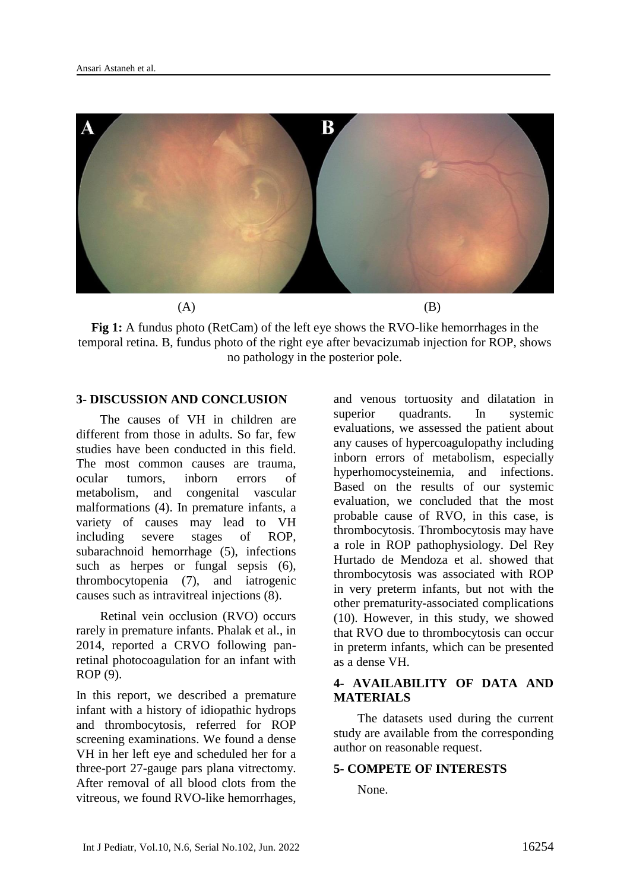(A) (B)

**Fig 1:** A fundus photo (RetCam) of the left eye shows the RVO-like hemorrhages in the temporal retina. B, fundus photo of the right eye after bevacizumab injection for ROP, shows no pathology in the posterior pole.

## 3- DISCUSSION AND CONCLUSION

The causes of VH in children are different from those in adults. So far, few studies have been conducted in this field. The most common causes are trauma, ocular tumors, inborn errors of metabolism, and congenital vascular malformations (4). In premature infants, a variety of causes may lead to VH including severe stages of ROP, subarachnoid hemorrhage (5), infections such as herpes or fungal sepsis (6), thrombocytopenia (7), and iatrogenic causes such as intravitreal injections (8).

Retinal vein occlusion (RVO) occurs rarely in premature infants. Phalak et al., in 2014, reported a CRVO following pan-retinal photocoagulation for an infant with ROP (9).

In this report, we described a premature infant with a history of idiopathic hydrops and thrombocytosis, referred for ROP screening examinations. We found a dense VH in her left eye and scheduled her for a three-port 27-gauge pars plana vitrectomy. After removal of all blood clots from the vitreous, we found RVO-like hemorrhages, and venous tortuosity and dilatation in superior quadrants. In systemic evaluations, we assessed the patient about any causes of hypercoagulopathy including inborn errors of metabolism, especially hyperhomocysteinemia, and infections. Based on the results of our systemic evaluation, we concluded that the most probable cause of RVO, in this case, is thrombocytosis. Thrombocytosis may have a role in ROP pathophysiology. Del Rey Hurtado de Mendoza et al. showed that thrombocytosis was associated with ROP in very preterm infants, but not with the other prematurity-associated complications (10). However, in this study, we showed that RVO due to thrombocytosis can occur in preterm infants, which can be presented as a dense VH.

## 4- AVAILABILITY OF DATA AND MATERIALS

The datasets used during the current study are available from the corresponding author on reasonable request.

## 5- COMPETE OF INTERESTS

None.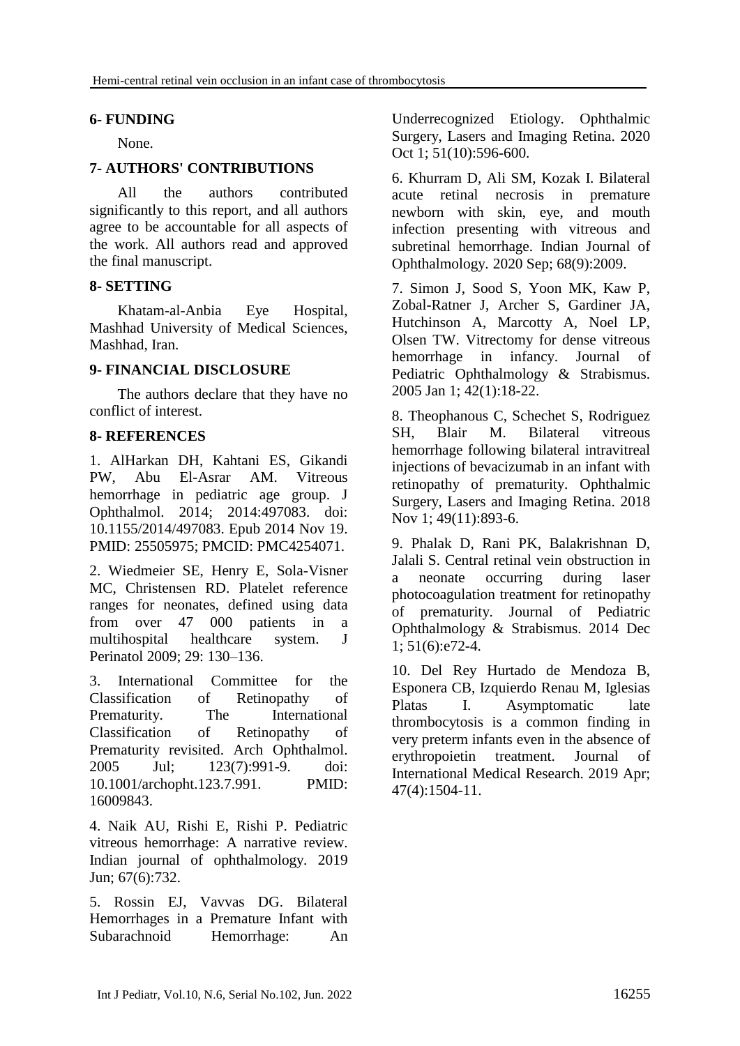## 6- FUNDING

None.

## 7- AUTHORS' CONTRIBUTIONS

All the authors contributed significantly to this report, and all authors agree to be accountable for all aspects of the work. All authors read and approved the final manuscript.

## 8- SETTING

Khatam-al-Anbia Eye Hospital, Mashhad University of Medical Sciences, Mashhad, Iran.

## 9- FINANCIAL DISCLOSURE

The authors declare that they have no conflict of interest.

## 8- REFERENCES

1. AlHarkan DH, Kahtani ES, Gikandi PW, Abu El-Asrar AM. Vitreous hemorrhage in pediatric age group. J Ophthalmol. 2014; 2014:497083. doi: 10.1155/2014/497083. Epub 2014 Nov 19. PMID: 25505975; PMCID: PMC4254071.

2. Wiedmeier SE, Henry E, Sola-Visner MC, Christensen RD. Platelet reference ranges for neonates, defined using data from over 47 000 patients in a multihospital healthcare system. J Perinatol 2009; 29: 130–136.

3. International Committee for the Classification of Retinopathy of Prematurity. The International Classification of Retinopathy of Prematurity revisited. Arch Ophthalmol. 2005 Jul; 123(7):991-9. doi: 10.1001/archopht.123.7.991. PMID: 16009843.

4. Naik AU, Rishi E, Rishi P. Pediatric vitreous hemorrhage: A narrative review. Indian journal of ophthalmology. 2019 Jun; 67(6):732.

5. Rossin EJ, Vavvas DG. Bilateral Hemorrhages in a Premature Infant with Subarachnoid Hemorrhage: An Underrecognized Etiology. Ophthalmic Surgery, Lasers and Imaging Retina. 2020 Oct 1; 51(10):596-600.

6. Khurram D, Ali SM, Kozak I. Bilateral acute retinal necrosis in premature newborn with skin, eye, and mouth infection presenting with vitreous and subretinal hemorrhage. Indian Journal of Ophthalmology. 2020 Sep; 68(9):2009.

7. Simon J, Sood S, Yoon MK, Kaw P, Zobal-Ratner J, Archer S, Gardiner JA, Hutchinson A, Marcotty A, Noel LP, Olsen TW. Vitrectomy for dense vitreous hemorrhage in infancy. Journal of Pediatric Ophthalmology & Strabismus. 2005 Jan 1; 42(1):18-22.

8. Theophanous C, Schechet S, Rodriguez SH, Blair M. Bilateral vitreous hemorrhage following bilateral intravitreal injections of bevacizumab in an infant with retinopathy of prematurity. Ophthalmic Surgery, Lasers and Imaging Retina. 2018 Nov 1; 49(11):893-6.

9. Phalak D, Rani PK, Balakrishnan D, Jalali S. Central retinal vein obstruction in a neonate occurring during laser photocoagulation treatment for retinopathy of prematurity. Journal of Pediatric Ophthalmology & Strabismus. 2014 Dec 1; 51(6):e72-4.

10. Del Rey Hurtado de Mendoza B, Esponera CB, Izquierdo Renau M, Iglesias Platas I. Asymptomatic late thrombocytosis is a common finding in very preterm infants even in the absence of erythropoietin treatment. Journal of International Medical Research. 2019 Apr; 47(4):1504-11.